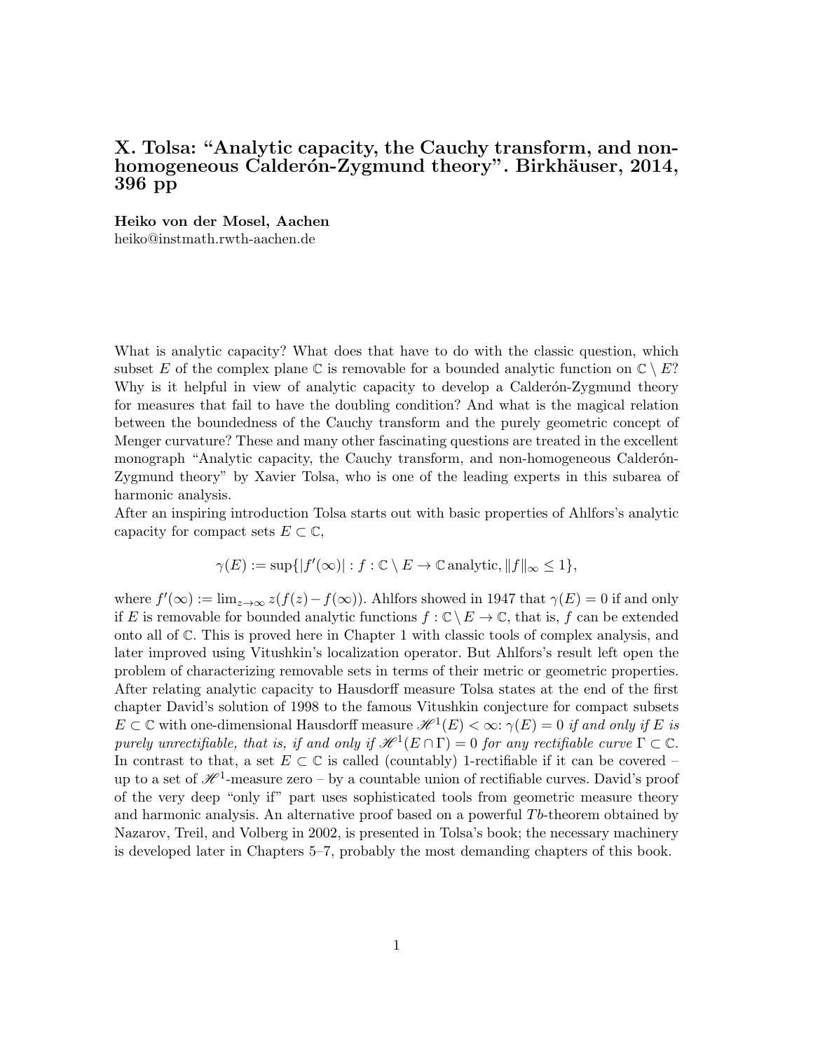# X. Tolsa: "Analytic capacity, the Cauchy transform, and non-homogeneous Calderón-Zygmund theory". Birkhäuser, 2014, 396 pp

**Heiko von der Mosel, Aachen**
heiko@instmath.rwth-aachen.de

What is analytic capacity? What does that have to do with the classic question, which subset $E$ of the complex plane $\mathbb{C}$ is removable for a bounded analytic function on $\mathbb{C} \setminus E$? Why is it helpful in view of analytic capacity to develop a Calderón-Zygmund theory for measures that fail to have the doubling condition? And what is the magical relation between the boundedness of the Cauchy transform and the purely geometric concept of Menger curvature? These and many other fascinating questions are treated in the excellent monograph "Analytic capacity, the Cauchy transform, and non-homogeneous Calderón-Zygmund theory" by Xavier Tolsa, who is one of the leading experts in this subarea of harmonic analysis.
After an inspiring introduction Tolsa starts out with basic properties of Ahlfors's analytic capacity for compact sets $E \subset \mathbb{C}$,

$$\gamma(E) := \sup\{|f'(\infty)| : f : \mathbb{C} \setminus E \to \mathbb{C}\, \text{analytic}, \|f\|_\infty \leq 1\},$$

where $f'(\infty) := \lim_{z\to\infty} z(f(z) - f(\infty))$. Ahlfors showed in 1947 that $\gamma(E) = 0$ if and only if $E$ is removable for bounded analytic functions $f : \mathbb{C} \setminus E \to \mathbb{C}$, that is, $f$ can be extended onto all of $\mathbb{C}$. This is proved here in Chapter 1 with classic tools of complex analysis, and later improved using Vitushkin's localization operator. But Ahlfors's result left open the problem of characterizing removable sets in terms of their metric or geometric properties. After relating analytic capacity to Hausdorff measure Tolsa states at the end of the first chapter David's solution of 1998 to the famous Vitushkin conjecture for compact subsets $E \subset \mathbb{C}$ with one-dimensional Hausdorff measure $\mathscr{H}^1(E) < \infty$: *$\gamma(E) = 0$ if and only if $E$ is purely unrectifiable, that is, if and only if $\mathscr{H}^1(E \cap \Gamma) = 0$ for any rectifiable curve $\Gamma \subset \mathbb{C}$.* In contrast to that, a set $E \subset \mathbb{C}$ is called (countably) 1-rectifiable if it can be covered – up to a set of $\mathscr{H}^1$-measure zero – by a countable union of rectifiable curves. David's proof of the very deep "only if" part uses sophisticated tools from geometric measure theory and harmonic analysis. An alternative proof based on a powerful $Tb$-theorem obtained by Nazarov, Treil, and Volberg in 2002, is presented in Tolsa's book; the necessary machinery is developed later in Chapters 5–7, probably the most demanding chapters of this book.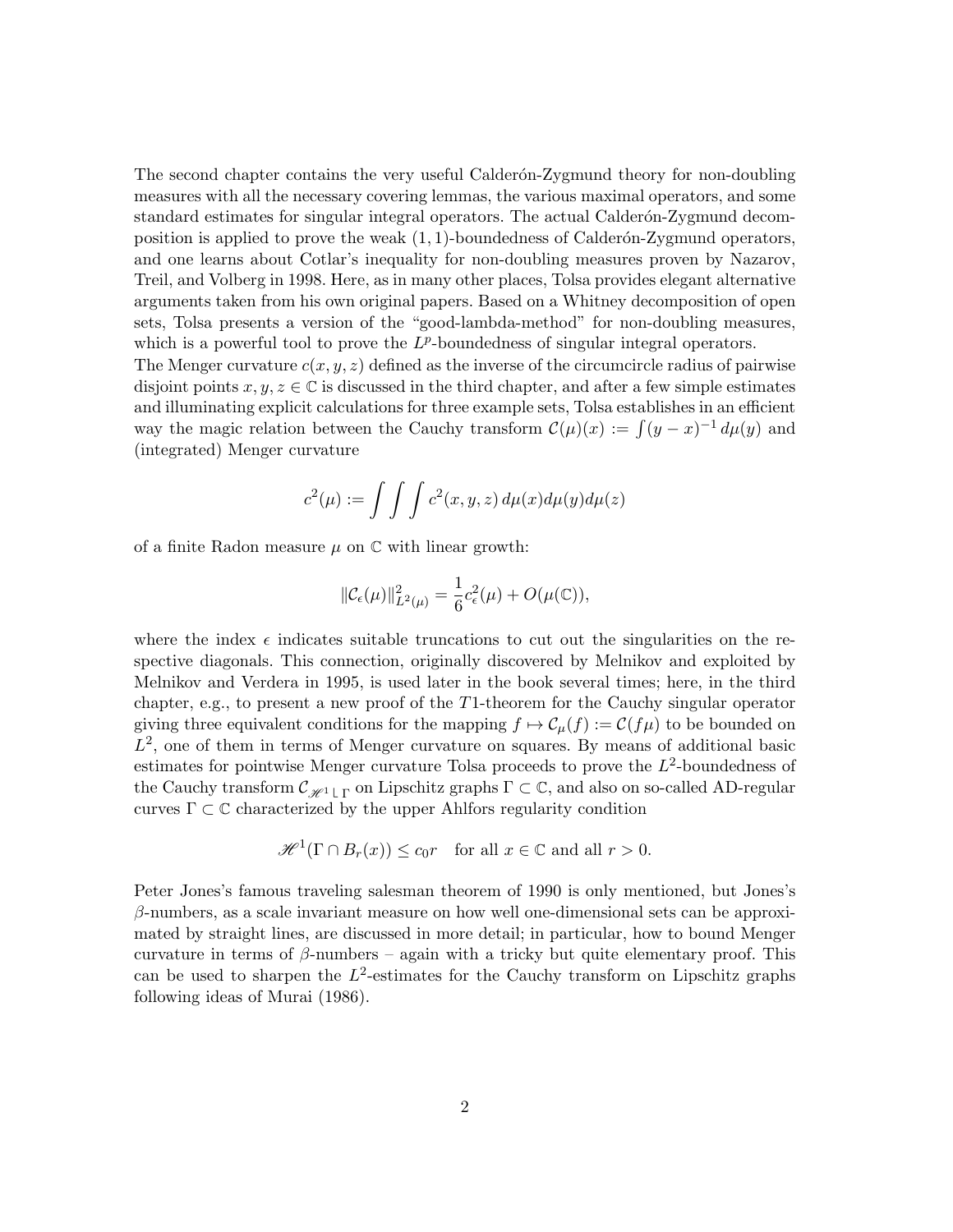The second chapter contains the very useful Calderón-Zygmund theory for non-doubling measures with all the necessary covering lemmas, the various maximal operators, and some standard estimates for singular integral operators. The actual Calderón-Zygmund decomposition is applied to prove the weak $(1,1)$-boundedness of Calderón-Zygmund operators, and one learns about Cotlar's inequality for non-doubling measures proven by Nazarov, Treil, and Volberg in 1998. Here, as in many other places, Tolsa provides elegant alternative arguments taken from his own original papers. Based on a Whitney decomposition of open sets, Tolsa presents a version of the "good-lambda-method" for non-doubling measures, which is a powerful tool to prove the $L^p$-boundedness of singular integral operators.
The Menger curvature $c(x,y,z)$ defined as the inverse of the circumcircle radius of pairwise disjoint points $x, y, z \in \mathbb{C}$ is discussed in the third chapter, and after a few simple estimates and illuminating explicit calculations for three example sets, Tolsa establishes in an efficient way the magic relation between the Cauchy transform $\mathcal{C}(\mu)(x) := \int (y-x)^{-1}\, d\mu(y)$ and (integrated) Menger curvature

$$c^2(\mu) := \int\int\int c^2(x,y,z)\, d\mu(x) d\mu(y) d\mu(z)$$

of a finite Radon measure $\mu$ on $\mathbb{C}$ with linear growth:

$$\|\mathcal{C}_\epsilon(\mu)\|^2_{L^2(\mu)} = \frac{1}{6} c^2_\epsilon(\mu) + O(\mu(\mathbb{C})),$$

where the index $\epsilon$ indicates suitable truncations to cut out the singularities on the respective diagonals. This connection, originally discovered by Melnikov and exploited by Melnikov and Verdera in 1995, is used later in the book several times; here, in the third chapter, e.g., to present a new proof of the $T1$-theorem for the Cauchy singular operator giving three equivalent conditions for the mapping $f \mapsto \mathcal{C}_\mu(f) := \mathcal{C}(f\mu)$ to be bounded on $L^2$, one of them in terms of Menger curvature on squares. By means of additional basic estimates for pointwise Menger curvature Tolsa proceeds to prove the $L^2$-boundedness of the Cauchy transform $\mathcal{C}_{\mathscr{H}^1 \llcorner \Gamma}$ on Lipschitz graphs $\Gamma \subset \mathbb{C}$, and also on so-called AD-regular curves $\Gamma \subset \mathbb{C}$ characterized by the upper Ahlfors regularity condition

$$\mathscr{H}^1(\Gamma \cap B_r(x)) \le c_0 r \quad \text{for all } x \in \mathbb{C} \text{ and all } r > 0.$$

Peter Jones's famous traveling salesman theorem of 1990 is only mentioned, but Jones's $\beta$-numbers, as a scale invariant measure on how well one-dimensional sets can be approximated by straight lines, are discussed in more detail; in particular, how to bound Menger curvature in terms of $\beta$-numbers – again with a tricky but quite elementary proof. This can be used to sharpen the $L^2$-estimates for the Cauchy transform on Lipschitz graphs following ideas of Murai (1986).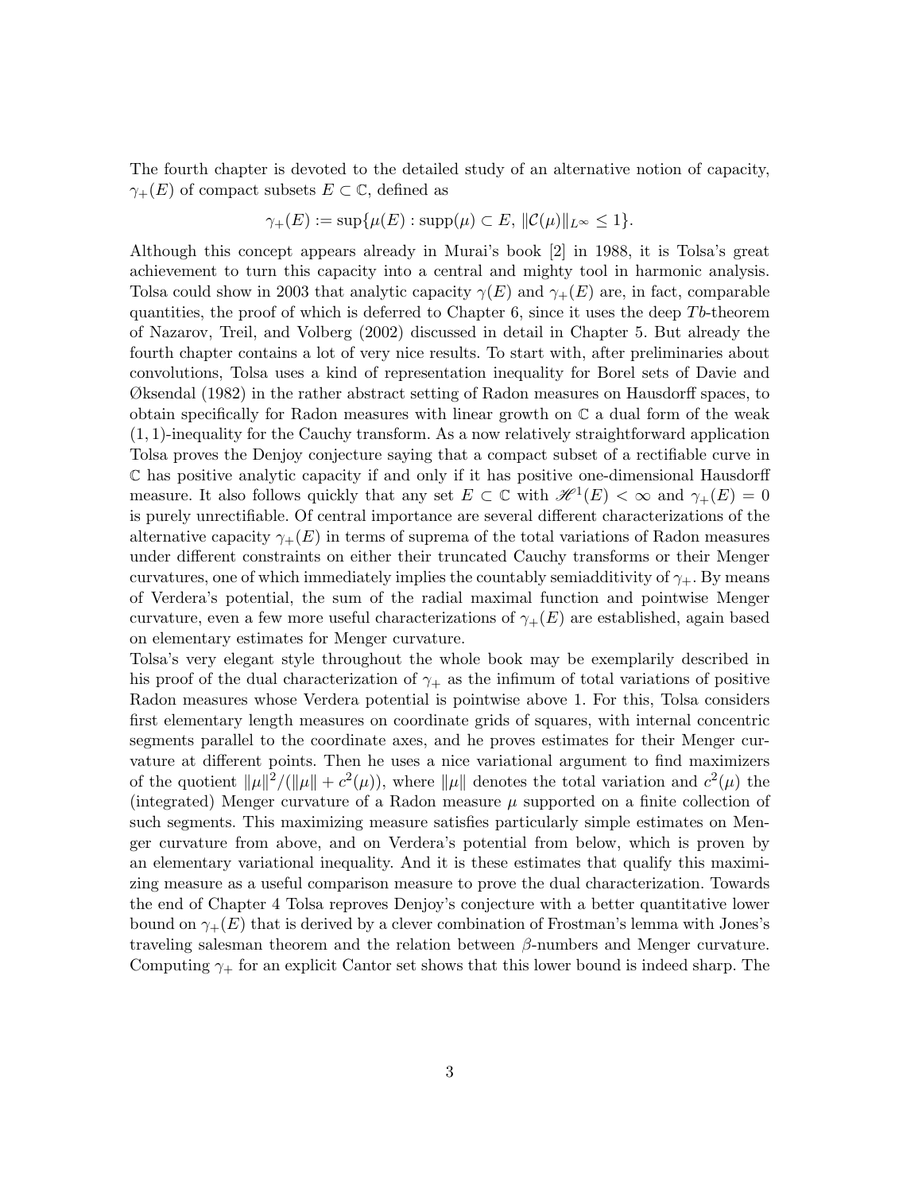The fourth chapter is devoted to the detailed study of an alternative notion of capacity, $\gamma_+(E)$ of compact subsets $E \subset \mathbb{C}$, defined as

$$\gamma_+(E) := \sup\{\mu(E) : \operatorname{supp}(\mu) \subset E, \ \|\mathcal{C}(\mu)\|_{L^\infty} \leq 1\}.$$

Although this concept appears already in Murai's book [2] in 1988, it is Tolsa's great achievement to turn this capacity into a central and mighty tool in harmonic analysis. Tolsa could show in 2003 that analytic capacity $\gamma(E)$ and $\gamma_+(E)$ are, in fact, comparable quantities, the proof of which is deferred to Chapter 6, since it uses the deep $Tb$-theorem of Nazarov, Treil, and Volberg (2002) discussed in detail in Chapter 5. But already the fourth chapter contains a lot of very nice results. To start with, after preliminaries about convolutions, Tolsa uses a kind of representation inequality for Borel sets of Davie and Øksendal (1982) in the rather abstract setting of Radon measures on Hausdorff spaces, to obtain specifically for Radon measures with linear growth on $\mathbb{C}$ a dual form of the weak $(1,1)$-inequality for the Cauchy transform. As a now relatively straightforward application Tolsa proves the Denjoy conjecture saying that a compact subset of a rectifiable curve in $\mathbb{C}$ has positive analytic capacity if and only if it has positive one-dimensional Hausdorff measure. It also follows quickly that any set $E \subset \mathbb{C}$ with $\mathscr{H}^1(E) < \infty$ and $\gamma_+(E) = 0$ is purely unrectifiable. Of central importance are several different characterizations of the alternative capacity $\gamma_+(E)$ in terms of suprema of the total variations of Radon measures under different constraints on either their truncated Cauchy transforms or their Menger curvatures, one of which immediately implies the countably semiadditivity of $\gamma_+$. By means of Verdera's potential, the sum of the radial maximal function and pointwise Menger curvature, even a few more useful characterizations of $\gamma_+(E)$ are established, again based on elementary estimates for Menger curvature.

Tolsa's very elegant style throughout the whole book may be exemplarily described in his proof of the dual characterization of $\gamma_+$ as the infimum of total variations of positive Radon measures whose Verdera potential is pointwise above 1. For this, Tolsa considers first elementary length measures on coordinate grids of squares, with internal concentric segments parallel to the coordinate axes, and he proves estimates for their Menger curvature at different points. Then he uses a nice variational argument to find maximizers of the quotient $\|\mu\|^2/(\|\mu\| + c^2(\mu))$, where $\|\mu\|$ denotes the total variation and $c^2(\mu)$ the (integrated) Menger curvature of a Radon measure $\mu$ supported on a finite collection of such segments. This maximizing measure satisfies particularly simple estimates on Menger curvature from above, and on Verdera's potential from below, which is proven by an elementary variational inequality. And it is these estimates that qualify this maximizing measure as a useful comparison measure to prove the dual characterization. Towards the end of Chapter 4 Tolsa reproves Denjoy's conjecture with a better quantitative lower bound on $\gamma_+(E)$ that is derived by a clever combination of Frostman's lemma with Jones's traveling salesman theorem and the relation between $\beta$-numbers and Menger curvature. Computing $\gamma_+$ for an explicit Cantor set shows that this lower bound is indeed sharp. The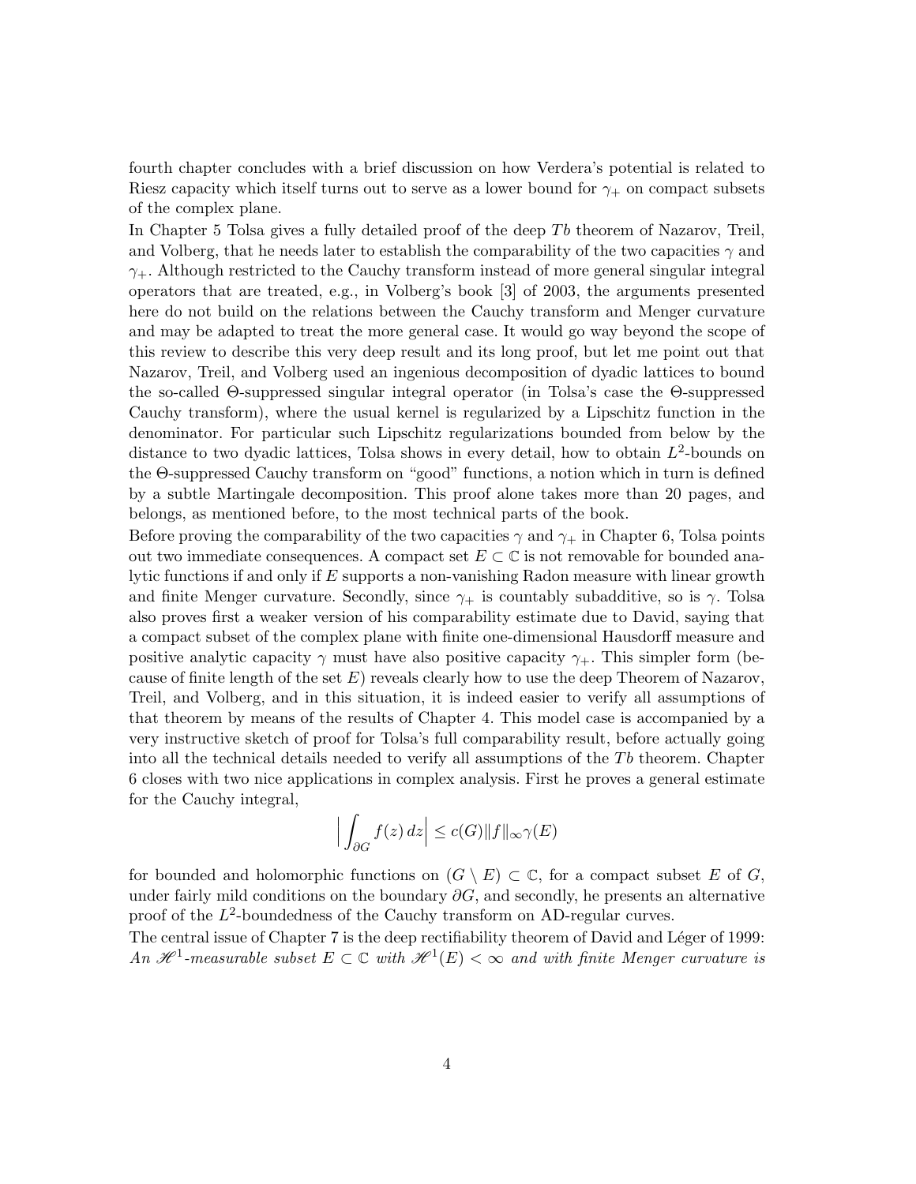fourth chapter concludes with a brief discussion on how Verdera's potential is related to Riesz capacity which itself turns out to serve as a lower bound for $\gamma_+$ on compact subsets of the complex plane.

In Chapter 5 Tolsa gives a fully detailed proof of the deep $Tb$ theorem of Nazarov, Treil, and Volberg, that he needs later to establish the comparability of the two capacities $\gamma$ and $\gamma_+$. Although restricted to the Cauchy transform instead of more general singular integral operators that are treated, e.g., in Volberg's book [3] of 2003, the arguments presented here do not build on the relations between the Cauchy transform and Menger curvature and may be adapted to treat the more general case. It would go way beyond the scope of this review to describe this very deep result and its long proof, but let me point out that Nazarov, Treil, and Volberg used an ingenious decomposition of dyadic lattices to bound the so-called $\Theta$-suppressed singular integral operator (in Tolsa's case the $\Theta$-suppressed Cauchy transform), where the usual kernel is regularized by a Lipschitz function in the denominator. For particular such Lipschitz regularizations bounded from below by the distance to two dyadic lattices, Tolsa shows in every detail, how to obtain $L^2$-bounds on the $\Theta$-suppressed Cauchy transform on "good" functions, a notion which in turn is defined by a subtle Martingale decomposition. This proof alone takes more than 20 pages, and belongs, as mentioned before, to the most technical parts of the book.

Before proving the comparability of the two capacities $\gamma$ and $\gamma_+$ in Chapter 6, Tolsa points out two immediate consequences. A compact set $E \subset \mathbb{C}$ is not removable for bounded analytic functions if and only if $E$ supports a non-vanishing Radon measure with linear growth and finite Menger curvature. Secondly, since $\gamma_+$ is countably subadditive, so is $\gamma$. Tolsa also proves first a weaker version of his comparability estimate due to David, saying that a compact subset of the complex plane with finite one-dimensional Hausdorff measure and positive analytic capacity $\gamma$ must have also positive capacity $\gamma_+$. This simpler form (because of finite length of the set $E$) reveals clearly how to use the deep Theorem of Nazarov, Treil, and Volberg, and in this situation, it is indeed easier to verify all assumptions of that theorem by means of the results of Chapter 4. This model case is accompanied by a very instructive sketch of proof for Tolsa's full comparability result, before actually going into all the technical details needed to verify all assumptions of the $Tb$ theorem. Chapter 6 closes with two nice applications in complex analysis. First he proves a general estimate for the Cauchy integral,

$$\Big| \int_{\partial G} f(z)\, dz \Big| \leq c(G) \|f\|_\infty \gamma(E)$$

for bounded and holomorphic functions on $(G \setminus E) \subset \mathbb{C}$, for a compact subset $E$ of $G$, under fairly mild conditions on the boundary $\partial G$, and secondly, he presents an alternative proof of the $L^2$-boundedness of the Cauchy transform on AD-regular curves.

The central issue of Chapter 7 is the deep rectifiability theorem of David and Léger of 1999: *An $\mathscr{H}^1$-measurable subset $E \subset \mathbb{C}$ with $\mathscr{H}^1(E) < \infty$ and with finite Menger curvature is*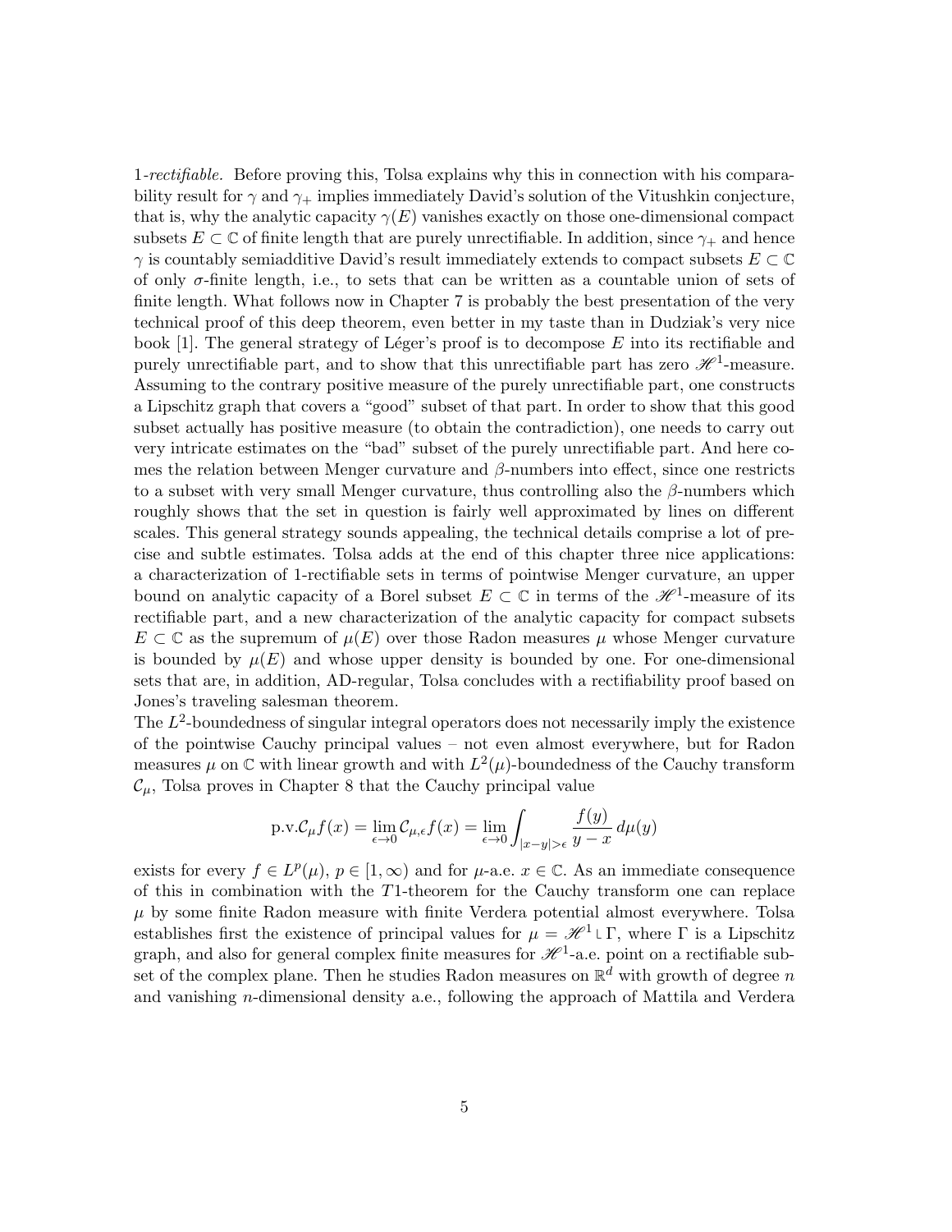1-*rectifiable.* Before proving this, Tolsa explains why this in connection with his comparability result for $\gamma$ and $\gamma_+$ implies immediately David's solution of the Vitushkin conjecture, that is, why the analytic capacity $\gamma(E)$ vanishes exactly on those one-dimensional compact subsets $E \subset \mathbb{C}$ of finite length that are purely unrectifiable. In addition, since $\gamma_+$ and hence $\gamma$ is countably semiadditive David's result immediately extends to compact subsets $E \subset \mathbb{C}$ of only $\sigma$-finite length, i.e., to sets that can be written as a countable union of sets of finite length. What follows now in Chapter 7 is probably the best presentation of the very technical proof of this deep theorem, even better in my taste than in Dudziak's very nice book [1]. The general strategy of Léger's proof is to decompose $E$ into its rectifiable and purely unrectifiable part, and to show that this unrectifiable part has zero $\mathscr{H}^1$-measure. Assuming to the contrary positive measure of the purely unrectifiable part, one constructs a Lipschitz graph that covers a "good" subset of that part. In order to show that this good subset actually has positive measure (to obtain the contradiction), one needs to carry out very intricate estimates on the "bad" subset of the purely unrectifiable part. And here comes the relation between Menger curvature and $\beta$-numbers into effect, since one restricts to a subset with very small Menger curvature, thus controlling also the $\beta$-numbers which roughly shows that the set in question is fairly well approximated by lines on different scales. This general strategy sounds appealing, the technical details comprise a lot of precise and subtle estimates. Tolsa adds at the end of this chapter three nice applications: a characterization of 1-rectifiable sets in terms of pointwise Menger curvature, an upper bound on analytic capacity of a Borel subset $E \subset \mathbb{C}$ in terms of the $\mathscr{H}^1$-measure of its rectifiable part, and a new characterization of the analytic capacity for compact subsets $E \subset \mathbb{C}$ as the supremum of $\mu(E)$ over those Radon measures $\mu$ whose Menger curvature is bounded by $\mu(E)$ and whose upper density is bounded by one. For one-dimensional sets that are, in addition, AD-regular, Tolsa concludes with a rectifiability proof based on Jones's traveling salesman theorem.

The $L^2$-boundedness of singular integral operators does not necessarily imply the existence of the pointwise Cauchy principal values – not even almost everywhere, but for Radon measures $\mu$ on $\mathbb{C}$ with linear growth and with $L^2(\mu)$-boundedness of the Cauchy transform $\mathcal{C}_\mu$, Tolsa proves in Chapter 8 that the Cauchy principal value

$$\text{p.v.}\mathcal{C}_\mu f(x) = \lim_{\epsilon \to 0} \mathcal{C}_{\mu,\epsilon} f(x) = \lim_{\epsilon \to 0} \int_{|x-y|>\epsilon} \frac{f(y)}{y-x}\, d\mu(y)$$

exists for every $f \in L^p(\mu)$, $p \in [1,\infty)$ and for $\mu$-a.e. $x \in \mathbb{C}$. As an immediate consequence of this in combination with the $T1$-theorem for the Cauchy transform one can replace $\mu$ by some finite Radon measure with finite Verdera potential almost everywhere. Tolsa establishes first the existence of principal values for $\mu = \mathscr{H}^1 \llcorner \Gamma$, where $\Gamma$ is a Lipschitz graph, and also for general complex finite measures for $\mathscr{H}^1$-a.e. point on a rectifiable subset of the complex plane. Then he studies Radon measures on $\mathbb{R}^d$ with growth of degree $n$ and vanishing $n$-dimensional density a.e., following the approach of Mattila and Verdera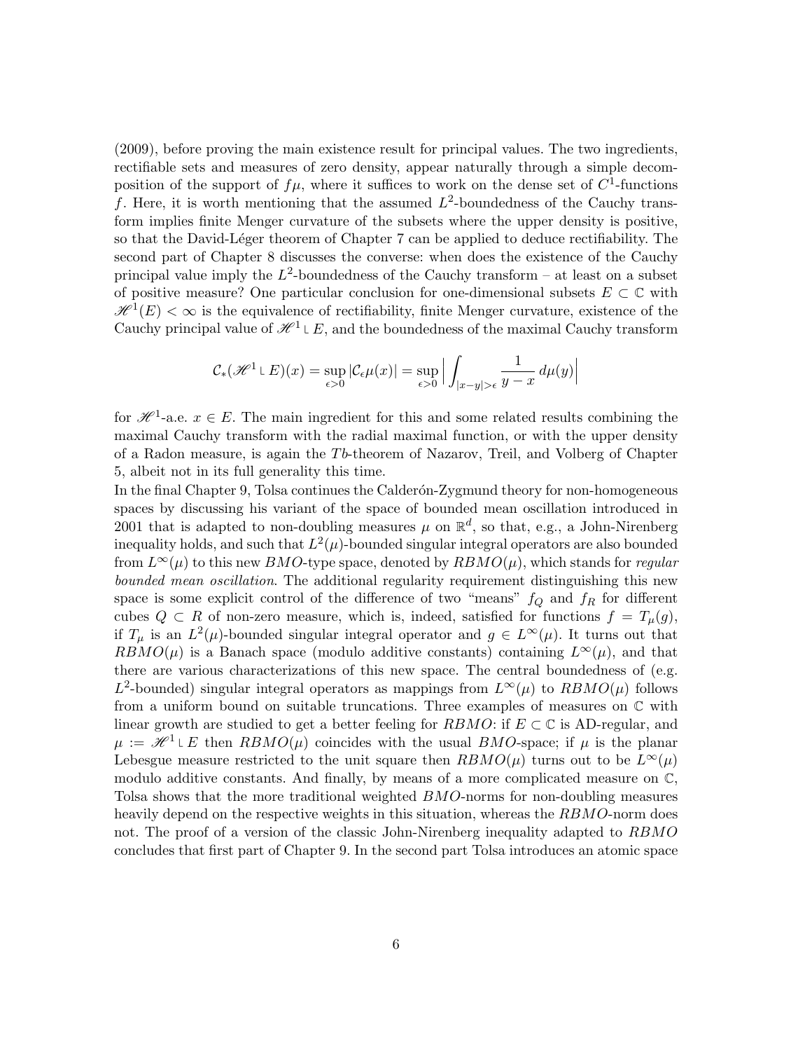(2009), before proving the main existence result for principal values. The two ingredients, rectifiable sets and measures of zero density, appear naturally through a simple decomposition of the support of $f\mu$, where it suffices to work on the dense set of $C^1$-functions $f$. Here, it is worth mentioning that the assumed $L^2$-boundedness of the Cauchy transform implies finite Menger curvature of the subsets where the upper density is positive, so that the David-Léger theorem of Chapter 7 can be applied to deduce rectifiability. The second part of Chapter 8 discusses the converse: when does the existence of the Cauchy principal value imply the $L^2$-boundedness of the Cauchy transform – at least on a subset of positive measure? One particular conclusion for one-dimensional subsets $E \subset \mathbb{C}$ with $\mathscr{H}^1(E) < \infty$ is the equivalence of rectifiability, finite Menger curvature, existence of the Cauchy principal value of $\mathscr{H}^1 \llcorner E$, and the boundedness of the maximal Cauchy transform

$$\mathcal{C}_*(\mathscr{H}^1 \llcorner E)(x) = \sup_{\epsilon>0} |\mathcal{C}_\epsilon \mu(x)| = \sup_{\epsilon>0} \Big| \int_{|x-y|>\epsilon} \frac{1}{y-x} \, d\mu(y) \Big|$$

for $\mathscr{H}^1$-a.e. $x \in E$. The main ingredient for this and some related results combining the maximal Cauchy transform with the radial maximal function, or with the upper density of a Radon measure, is again the $Tb$-theorem of Nazarov, Treil, and Volberg of Chapter 5, albeit not in its full generality this time.

In the final Chapter 9, Tolsa continues the Calderón-Zygmund theory for non-homogeneous spaces by discussing his variant of the space of bounded mean oscillation introduced in 2001 that is adapted to non-doubling measures $\mu$ on $\mathbb{R}^d$, so that, e.g., a John-Nirenberg inequality holds, and such that $L^2(\mu)$-bounded singular integral operators are also bounded from $L^\infty(\mu)$ to this new $BMO$-type space, denoted by $RBMO(\mu)$, which stands for *regular bounded mean oscillation*. The additional regularity requirement distinguishing this new space is some explicit control of the difference of two "means" $f_Q$ and $f_R$ for different cubes $Q \subset R$ of non-zero measure, which is, indeed, satisfied for functions $f = T_\mu(g)$, if $T_\mu$ is an $L^2(\mu)$-bounded singular integral operator and $g \in L^\infty(\mu)$. It turns out that $RBMO(\mu)$ is a Banach space (modulo additive constants) containing $L^\infty(\mu)$, and that there are various characterizations of this new space. The central boundedness of (e.g. $L^2$-bounded) singular integral operators as mappings from $L^\infty(\mu)$ to $RBMO(\mu)$ follows from a uniform bound on suitable truncations. Three examples of measures on $\mathbb{C}$ with linear growth are studied to get a better feeling for $RBMO$: if $E \subset \mathbb{C}$ is AD-regular, and $\mu := \mathscr{H}^1 \llcorner E$ then $RBMO(\mu)$ coincides with the usual $BMO$-space; if $\mu$ is the planar Lebesgue measure restricted to the unit square then $RBMO(\mu)$ turns out to be $L^\infty(\mu)$ modulo additive constants. And finally, by means of a more complicated measure on $\mathbb{C}$, Tolsa shows that the more traditional weighted $BMO$-norms for non-doubling measures heavily depend on the respective weights in this situation, whereas the $RBMO$-norm does not. The proof of a version of the classic John-Nirenberg inequality adapted to $RBMO$ concludes that first part of Chapter 9. In the second part Tolsa introduces an atomic space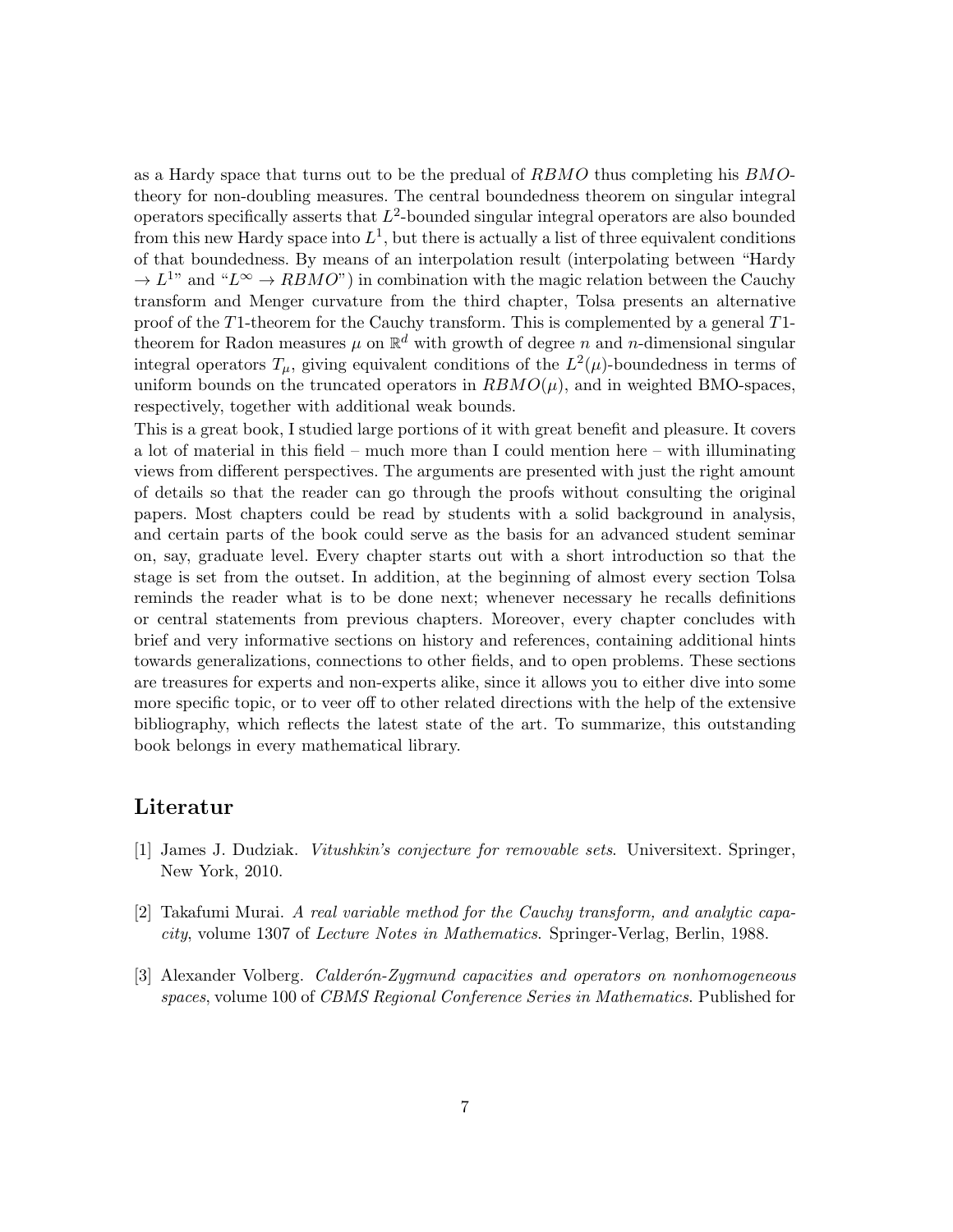as a Hardy space that turns out to be the predual of $RBMO$ thus completing his $BMO$-theory for non-doubling measures. The central boundedness theorem on singular integral operators specifically asserts that $L^2$-bounded singular integral operators are also bounded from this new Hardy space into $L^1$, but there is actually a list of three equivalent conditions of that boundedness. By means of an interpolation result (interpolating between "Hardy $\to L^1$" and "$L^\infty \to RBMO$") in combination with the magic relation between the Cauchy transform and Menger curvature from the third chapter, Tolsa presents an alternative proof of the $T1$-theorem for the Cauchy transform. This is complemented by a general $T1$-theorem for Radon measures $\mu$ on $\mathbb{R}^d$ with growth of degree $n$ and $n$-dimensional singular integral operators $T_\mu$, giving equivalent conditions of the $L^2(\mu)$-boundedness in terms of uniform bounds on the truncated operators in $RBMO(\mu)$, and in weighted BMO-spaces, respectively, together with additional weak bounds.

This is a great book, I studied large portions of it with great benefit and pleasure. It covers a lot of material in this field – much more than I could mention here – with illuminating views from different perspectives. The arguments are presented with just the right amount of details so that the reader can go through the proofs without consulting the original papers. Most chapters could be read by students with a solid background in analysis, and certain parts of the book could serve as the basis for an advanced student seminar on, say, graduate level. Every chapter starts out with a short introduction so that the stage is set from the outset. In addition, at the beginning of almost every section Tolsa reminds the reader what is to be done next; whenever necessary he recalls definitions or central statements from previous chapters. Moreover, every chapter concludes with brief and very informative sections on history and references, containing additional hints towards generalizations, connections to other fields, and to open problems. These sections are treasures for experts and non-experts alike, since it allows you to either dive into some more specific topic, or to veer off to other related directions with the help of the extensive bibliography, which reflects the latest state of the art. To summarize, this outstanding book belongs in every mathematical library.

## Literatur

[1] James J. Dudziak. *Vitushkin's conjecture for removable sets*. Universitext. Springer, New York, 2010.

[2] Takafumi Murai. *A real variable method for the Cauchy transform, and analytic capacity*, volume 1307 of *Lecture Notes in Mathematics*. Springer-Verlag, Berlin, 1988.

[3] Alexander Volberg. *Calderón-Zygmund capacities and operators on nonhomogeneous spaces*, volume 100 of *CBMS Regional Conference Series in Mathematics*. Published for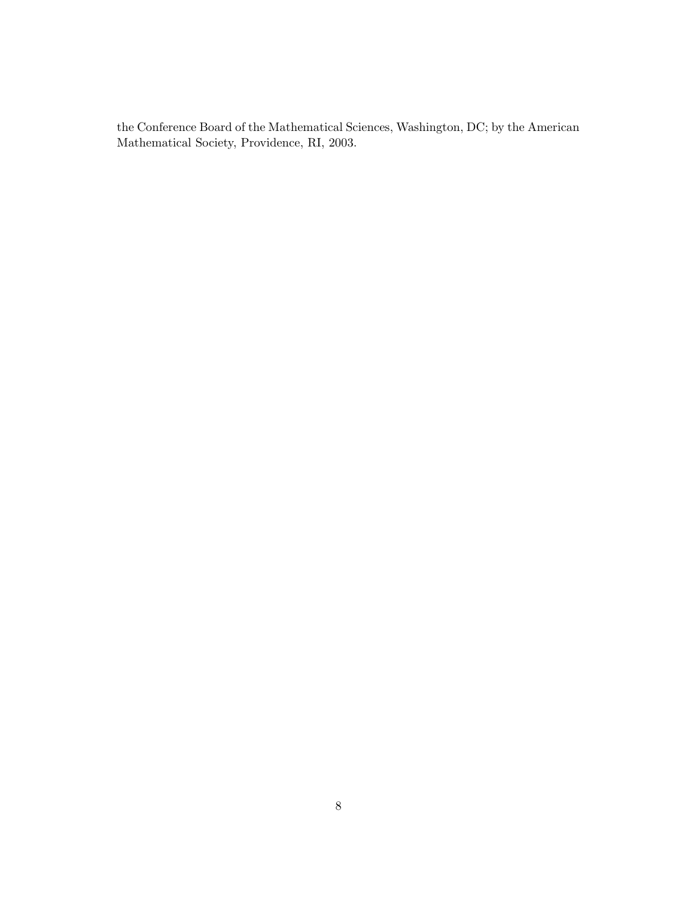the Conference Board of the Mathematical Sciences, Washington, DC; by the American Mathematical Society, Providence, RI, 2003.